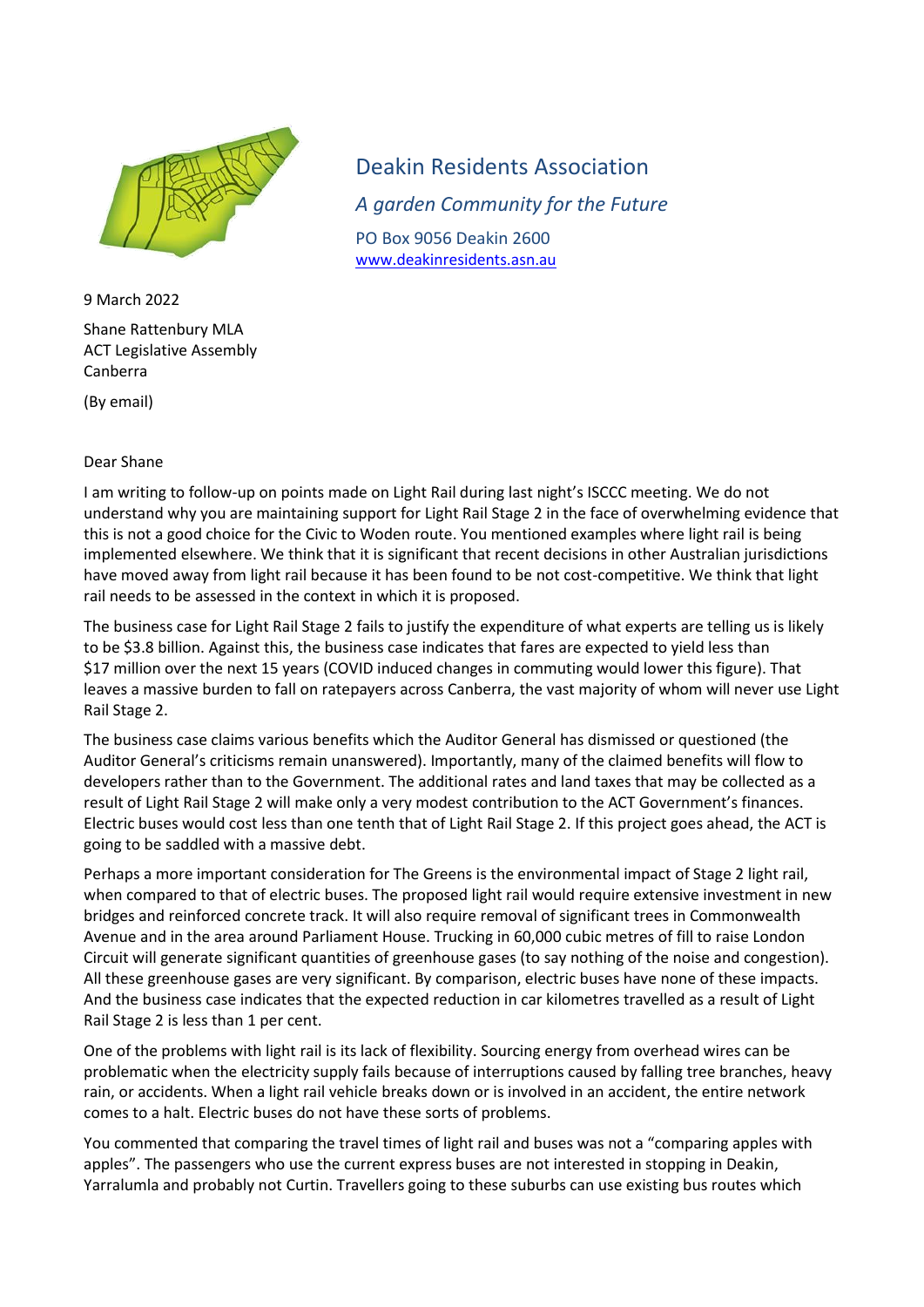# Deakin Residents Association

*A garden Community for the Future*

PO Box 9056 Deakin 2600
www.deakinresidents.asn.au

9 March 2022

Shane Rattenbury MLA
ACT Legislative Assembly
Canberra

(By email)

Dear Shane

I am writing to follow-up on points made on Light Rail during last night's ISCCC meeting. We do not understand why you are maintaining support for Light Rail Stage 2 in the face of overwhelming evidence that this is not a good choice for the Civic to Woden route. You mentioned examples where light rail is being implemented elsewhere. We think that it is significant that recent decisions in other Australian jurisdictions have moved away from light rail because it has been found to be not cost-competitive. We think that light rail needs to be assessed in the context in which it is proposed.

The business case for Light Rail Stage 2 fails to justify the expenditure of what experts are telling us is likely to be \$3.8 billion. Against this, the business case indicates that fares are expected to yield less than \$17 million over the next 15 years (COVID induced changes in commuting would lower this figure). That leaves a massive burden to fall on ratepayers across Canberra, the vast majority of whom will never use Light Rail Stage 2.

The business case claims various benefits which the Auditor General has dismissed or questioned (the Auditor General's criticisms remain unanswered). Importantly, many of the claimed benefits will flow to developers rather than to the Government. The additional rates and land taxes that may be collected as a result of Light Rail Stage 2 will make only a very modest contribution to the ACT Government's finances. Electric buses would cost less than one tenth that of Light Rail Stage 2. If this project goes ahead, the ACT is going to be saddled with a massive debt.

Perhaps a more important consideration for The Greens is the environmental impact of Stage 2 light rail, when compared to that of electric buses. The proposed light rail would require extensive investment in new bridges and reinforced concrete track. It will also require removal of significant trees in Commonwealth Avenue and in the area around Parliament House. Trucking in 60,000 cubic metres of fill to raise London Circuit will generate significant quantities of greenhouse gases (to say nothing of the noise and congestion). All these greenhouse gases are very significant. By comparison, electric buses have none of these impacts. And the business case indicates that the expected reduction in car kilometres travelled as a result of Light Rail Stage 2 is less than 1 per cent.

One of the problems with light rail is its lack of flexibility. Sourcing energy from overhead wires can be problematic when the electricity supply fails because of interruptions caused by falling tree branches, heavy rain, or accidents. When a light rail vehicle breaks down or is involved in an accident, the entire network comes to a halt. Electric buses do not have these sorts of problems.

You commented that comparing the travel times of light rail and buses was not a "comparing apples with apples". The passengers who use the current express buses are not interested in stopping in Deakin, Yarralumla and probably not Curtin. Travellers going to these suburbs can use existing bus routes which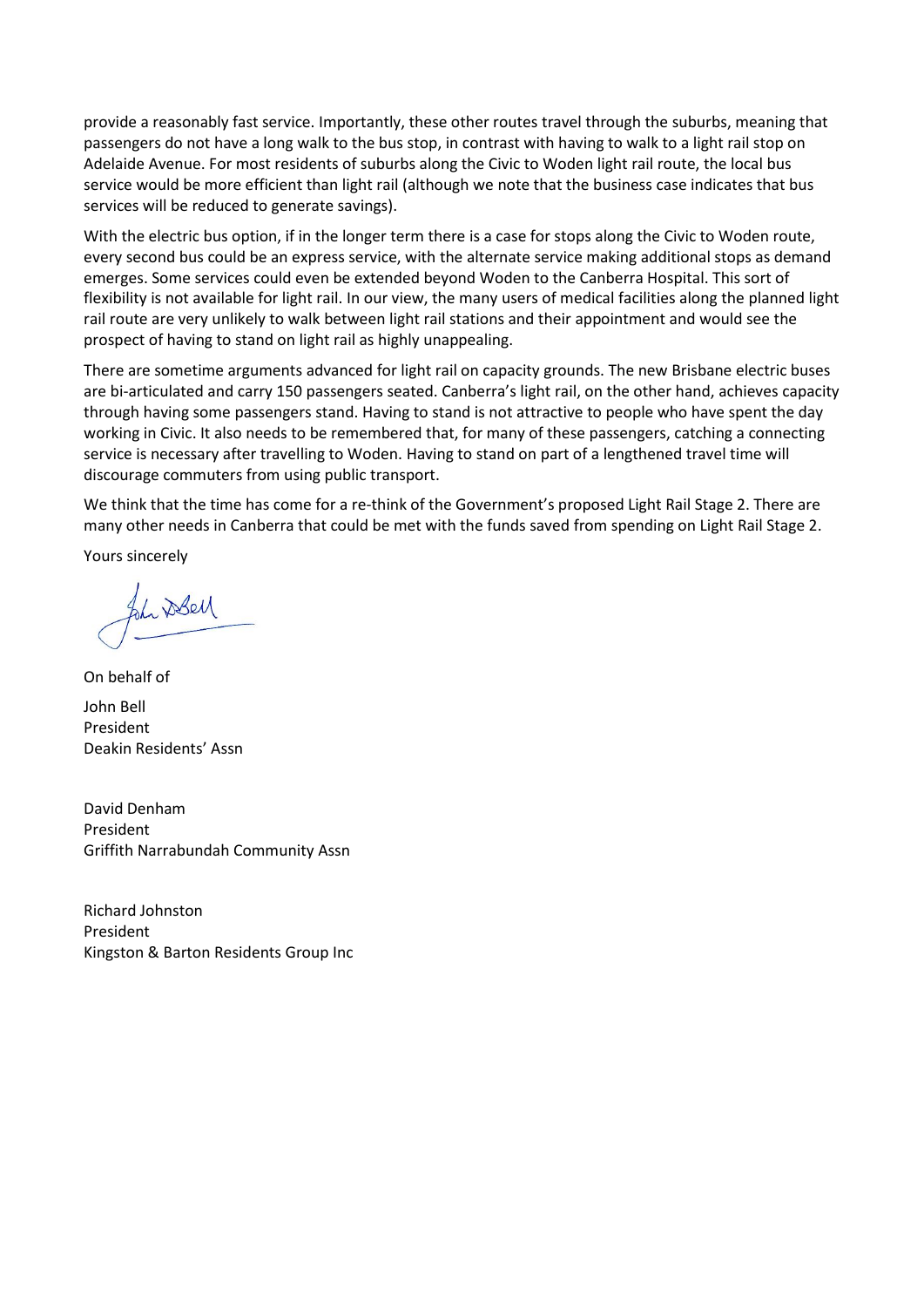provide a reasonably fast service. Importantly, these other routes travel through the suburbs, meaning that passengers do not have a long walk to the bus stop, in contrast with having to walk to a light rail stop on Adelaide Avenue. For most residents of suburbs along the Civic to Woden light rail route, the local bus service would be more efficient than light rail (although we note that the business case indicates that bus services will be reduced to generate savings).

With the electric bus option, if in the longer term there is a case for stops along the Civic to Woden route, every second bus could be an express service, with the alternate service making additional stops as demand emerges. Some services could even be extended beyond Woden to the Canberra Hospital. This sort of flexibility is not available for light rail. In our view, the many users of medical facilities along the planned light rail route are very unlikely to walk between light rail stations and their appointment and would see the prospect of having to stand on light rail as highly unappealing.

There are sometime arguments advanced for light rail on capacity grounds. The new Brisbane electric buses are bi-articulated and carry 150 passengers seated. Canberra's light rail, on the other hand, achieves capacity through having some passengers stand. Having to stand is not attractive to people who have spent the day working in Civic. It also needs to be remembered that, for many of these passengers, catching a connecting service is necessary after travelling to Woden. Having to stand on part of a lengthened travel time will discourage commuters from using public transport.

We think that the time has come for a re-think of the Government's proposed Light Rail Stage 2. There are many other needs in Canberra that could be met with the funds saved from spending on Light Rail Stage 2.

Yours sincerely

On behalf of

John Bell
President
Deakin Residents' Assn

David Denham
President
Griffith Narrabundah Community Assn

Richard Johnston
President
Kingston & Barton Residents Group Inc